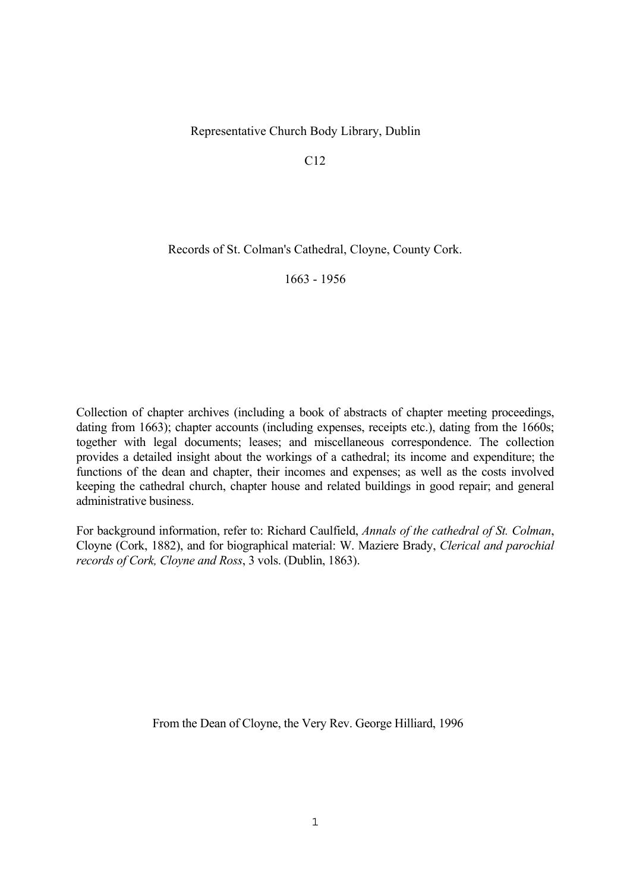Representative Church Body Library, Dublin

C12

# Records of St. Colman's Cathedral, Cloyne, County Cork.

1663 - 1956

Collection of chapter archives (including a book of abstracts of chapter meeting proceedings, dating from 1663); chapter accounts (including expenses, receipts etc.), dating from the 1660s; together with legal documents; leases; and miscellaneous correspondence. The collection provides a detailed insight about the workings of a cathedral; its income and expenditure; the functions of the dean and chapter, their incomes and expenses; as well as the costs involved keeping the cathedral church, chapter house and related buildings in good repair; and general administrative business.

For background information, refer to: Richard Caulfield, *Annals of the cathedral of St. Colman*, Cloyne (Cork, 1882), and for biographical material: W. Maziere Brady, *Clerical and parochial records of Cork, Cloyne and Ross*, 3 vols. (Dublin, 1863).

From the Dean of Cloyne, the Very Rev. George Hilliard, 1996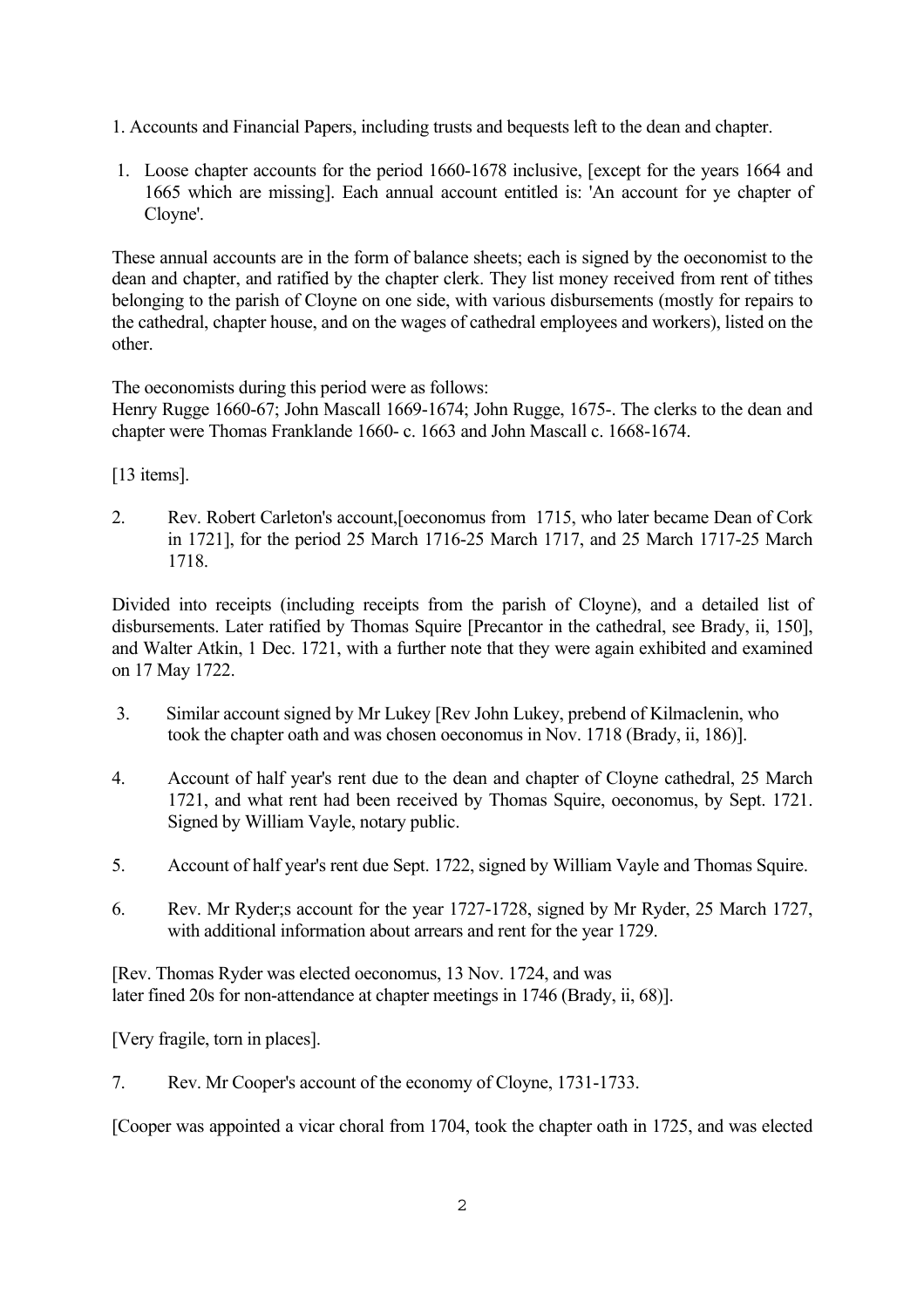1. Accounts and Financial Papers, including trusts and bequests left to the dean and chapter.

1. Loose chapter accounts for the period 1660-1678 inclusive, [except for the years 1664 and 1665 which are missing]. Each annual account entitled is: 'An account for ye chapter of Cloyne'.

These annual accounts are in the form of balance sheets; each is signed by the oeconomist to the dean and chapter, and ratified by the chapter clerk. They list money received from rent of tithes belonging to the parish of Cloyne on one side, with various disbursements (mostly for repairs to the cathedral, chapter house, and on the wages of cathedral employees and workers), listed on the other.

The oeconomists during this period were as follows:
Henry Rugge 1660-67; John Mascall 1669-1674; John Rugge, 1675-. The clerks to the dean and chapter were Thomas Franklande 1660- c. 1663 and John Mascall c. 1668-1674.

[13 items].

2. Rev. Robert Carleton's account,[oeconomus from 1715, who later became Dean of Cork in 1721], for the period 25 March 1716-25 March 1717, and 25 March 1717-25 March 1718.

Divided into receipts (including receipts from the parish of Cloyne), and a detailed list of disbursements. Later ratified by Thomas Squire [Precantor in the cathedral, see Brady, ii, 150], and Walter Atkin, 1 Dec. 1721, with a further note that they were again exhibited and examined on 17 May 1722.

3. Similar account signed by Mr Lukey [Rev John Lukey, prebend of Kilmaclenin, who took the chapter oath and was chosen oeconomus in Nov. 1718 (Brady, ii, 186)].

4. Account of half year's rent due to the dean and chapter of Cloyne cathedral, 25 March 1721, and what rent had been received by Thomas Squire, oeconomus, by Sept. 1721. Signed by William Vayle, notary public.

5. Account of half year's rent due Sept. 1722, signed by William Vayle and Thomas Squire.

6. Rev. Mr Ryder;s account for the year 1727-1728, signed by Mr Ryder, 25 March 1727, with additional information about arrears and rent for the year 1729.

[Rev. Thomas Ryder was elected oeconomus, 13 Nov. 1724, and was later fined 20s for non-attendance at chapter meetings in 1746 (Brady, ii, 68)].

[Very fragile, torn in places].

7. Rev. Mr Cooper's account of the economy of Cloyne, 1731-1733.

[Cooper was appointed a vicar choral from 1704, took the chapter oath in 1725, and was elected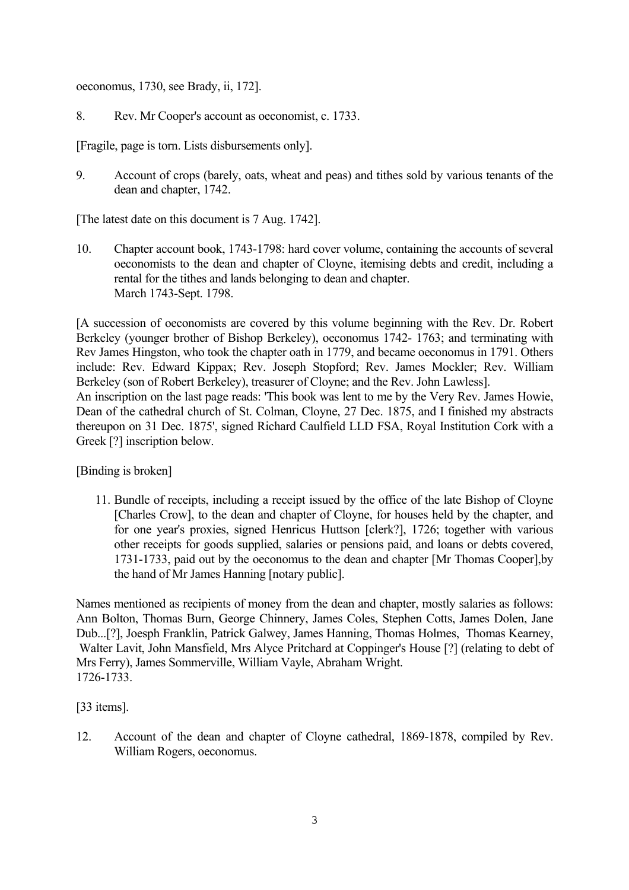oeconomus, 1730, see Brady, ii, 172].

8. Rev. Mr Cooper's account as oeconomist, c. 1733.

[Fragile, page is torn. Lists disbursements only].

9. Account of crops (barely, oats, wheat and peas) and tithes sold by various tenants of the dean and chapter, 1742.

[The latest date on this document is 7 Aug. 1742].

10. Chapter account book, 1743-1798: hard cover volume, containing the accounts of several oeconomists to the dean and chapter of Cloyne, itemising debts and credit, including a rental for the tithes and lands belonging to dean and chapter.
March 1743-Sept. 1798.

[A succession of oeconomists are covered by this volume beginning with the Rev. Dr. Robert Berkeley (younger brother of Bishop Berkeley), oeconomus 1742- 1763; and terminating with Rev James Hingston, who took the chapter oath in 1779, and became oeconomus in 1791. Others include: Rev. Edward Kippax; Rev. Joseph Stopford; Rev. James Mockler; Rev. William Berkeley (son of Robert Berkeley), treasurer of Cloyne; and the Rev. John Lawless].
An inscription on the last page reads: 'This book was lent to me by the Very Rev. James Howie, Dean of the cathedral church of St. Colman, Cloyne, 27 Dec. 1875, and I finished my abstracts thereupon on 31 Dec. 1875', signed Richard Caulfield LLD FSA, Royal Institution Cork with a Greek [?] inscription below.

[Binding is broken]

11. Bundle of receipts, including a receipt issued by the office of the late Bishop of Cloyne [Charles Crow], to the dean and chapter of Cloyne, for houses held by the chapter, and for one year's proxies, signed Henricus Huttson [clerk?], 1726; together with various other receipts for goods supplied, salaries or pensions paid, and loans or debts covered, 1731-1733, paid out by the oeconomus to the dean and chapter [Mr Thomas Cooper],by the hand of Mr James Hanning [notary public].

Names mentioned as recipients of money from the dean and chapter, mostly salaries as follows: Ann Bolton, Thomas Burn, George Chinnery, James Coles, Stephen Cotts, James Dolen, Jane Dub...[?], Joesph Franklin, Patrick Galwey, James Hanning, Thomas Holmes, Thomas Kearney, Walter Lavit, John Mansfield, Mrs Alyce Pritchard at Coppinger's House [?] (relating to debt of Mrs Ferry), James Sommerville, William Vayle, Abraham Wright.
1726-1733.

[33 items].

12. Account of the dean and chapter of Cloyne cathedral, 1869-1878, compiled by Rev. William Rogers, oeconomus.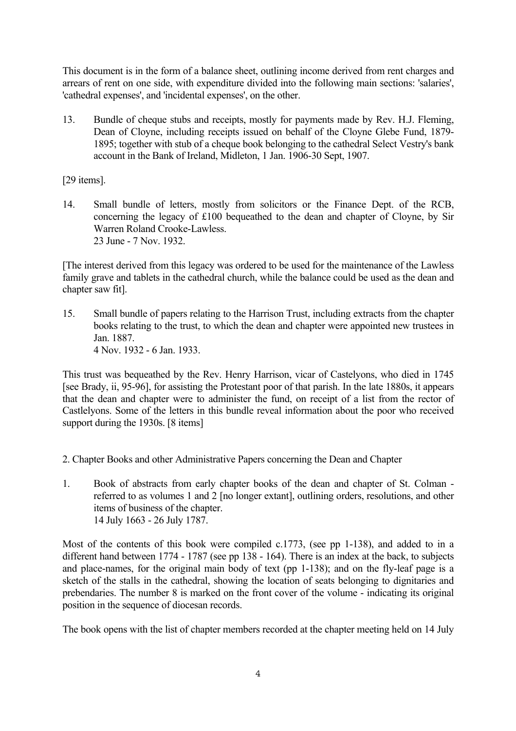This document is in the form of a balance sheet, outlining income derived from rent charges and arrears of rent on one side, with expenditure divided into the following main sections: 'salaries', 'cathedral expenses', and 'incidental expenses', on the other.

13. Bundle of cheque stubs and receipts, mostly for payments made by Rev. H.J. Fleming, Dean of Cloyne, including receipts issued on behalf of the Cloyne Glebe Fund, 1879-1895; together with stub of a cheque book belonging to the cathedral Select Vestry's bank account in the Bank of Ireland, Midleton, 1 Jan. 1906-30 Sept, 1907.

[29 items].

14. Small bundle of letters, mostly from solicitors or the Finance Dept. of the RCB, concerning the legacy of £100 bequeathed to the dean and chapter of Cloyne, by Sir Warren Roland Crooke-Lawless.
23 June - 7 Nov. 1932.

[The interest derived from this legacy was ordered to be used for the maintenance of the Lawless family grave and tablets in the cathedral church, while the balance could be used as the dean and chapter saw fit].

15. Small bundle of papers relating to the Harrison Trust, including extracts from the chapter books relating to the trust, to which the dean and chapter were appointed new trustees in Jan. 1887.
4 Nov. 1932 - 6 Jan. 1933.

This trust was bequeathed by the Rev. Henry Harrison, vicar of Castelyons, who died in 1745 [see Brady, ii, 95-96], for assisting the Protestant poor of that parish. In the late 1880s, it appears that the dean and chapter were to administer the fund, on receipt of a list from the rector of Castlelyons. Some of the letters in this bundle reveal information about the poor who received support during the 1930s. [8 items]

## 2. Chapter Books and other Administrative Papers concerning the Dean and Chapter

1. Book of abstracts from early chapter books of the dean and chapter of St. Colman - referred to as volumes 1 and 2 [no longer extant], outlining orders, resolutions, and other items of business of the chapter.
14 July 1663 - 26 July 1787.

Most of the contents of this book were compiled c.1773, (see pp 1-138), and added to in a different hand between 1774 - 1787 (see pp 138 - 164). There is an index at the back, to subjects and place-names, for the original main body of text (pp 1-138); and on the fly-leaf page is a sketch of the stalls in the cathedral, showing the location of seats belonging to dignitaries and prebendaries. The number 8 is marked on the front cover of the volume - indicating its original position in the sequence of diocesan records.

The book opens with the list of chapter members recorded at the chapter meeting held on 14 July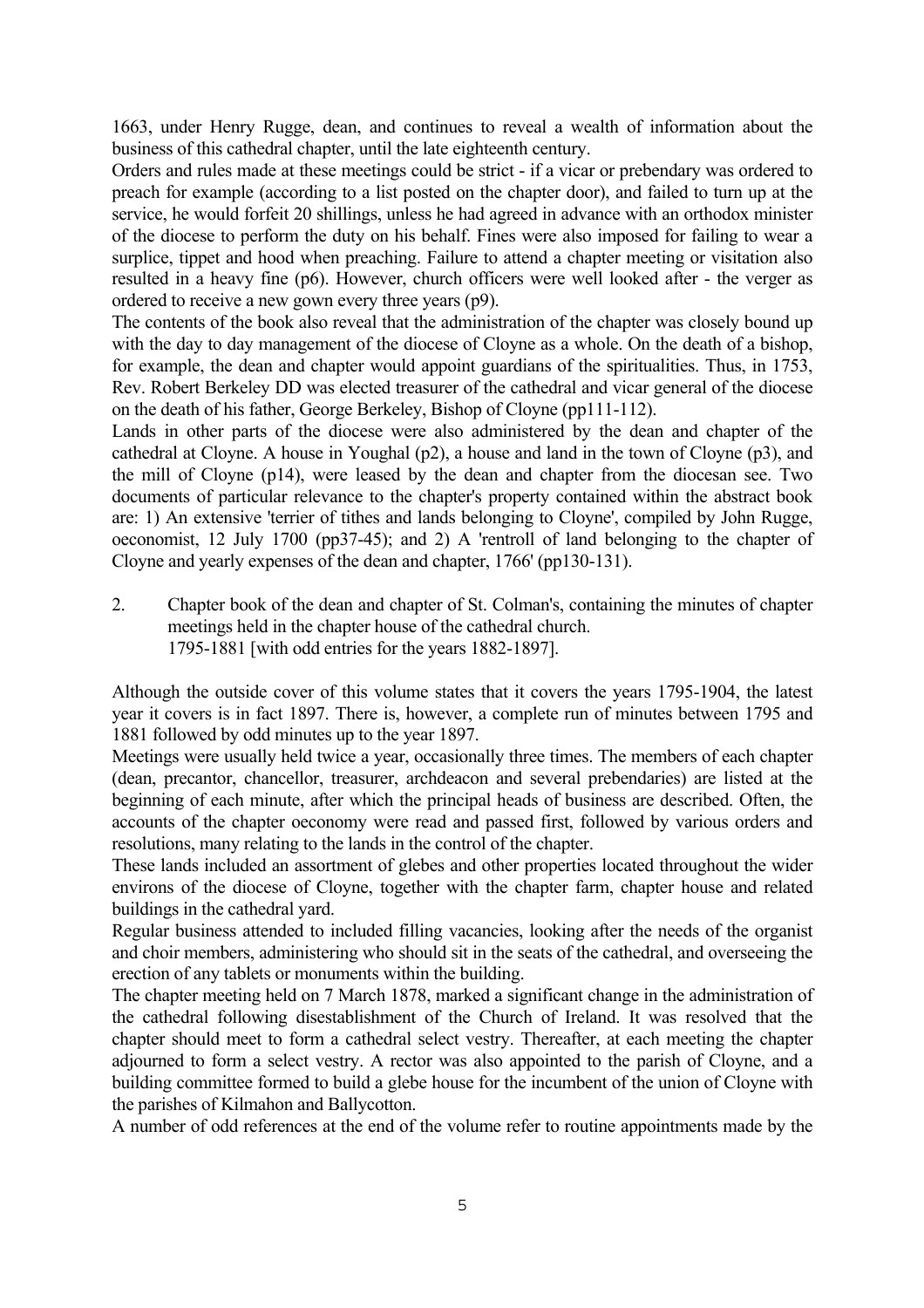1663, under Henry Rugge, dean, and continues to reveal a wealth of information about the business of this cathedral chapter, until the late eighteenth century.

Orders and rules made at these meetings could be strict - if a vicar or prebendary was ordered to preach for example (according to a list posted on the chapter door), and failed to turn up at the service, he would forfeit 20 shillings, unless he had agreed in advance with an orthodox minister of the diocese to perform the duty on his behalf. Fines were also imposed for failing to wear a surplice, tippet and hood when preaching. Failure to attend a chapter meeting or visitation also resulted in a heavy fine (p6). However, church officers were well looked after - the verger as ordered to receive a new gown every three years (p9).

The contents of the book also reveal that the administration of the chapter was closely bound up with the day to day management of the diocese of Cloyne as a whole. On the death of a bishop, for example, the dean and chapter would appoint guardians of the spiritualities. Thus, in 1753, Rev. Robert Berkeley DD was elected treasurer of the cathedral and vicar general of the diocese on the death of his father, George Berkeley, Bishop of Cloyne (pp111-112).

Lands in other parts of the diocese were also administered by the dean and chapter of the cathedral at Cloyne. A house in Youghal (p2), a house and land in the town of Cloyne (p3), and the mill of Cloyne (p14), were leased by the dean and chapter from the diocesan see. Two documents of particular relevance to the chapter's property contained within the abstract book are: 1) An extensive 'terrier of tithes and lands belonging to Cloyne', compiled by John Rugge, oeconomist, 12 July 1700 (pp37-45); and 2) A 'rentroll of land belonging to the chapter of Cloyne and yearly expenses of the dean and chapter, 1766' (pp130-131).

2. Chapter book of the dean and chapter of St. Colman's, containing the minutes of chapter meetings held in the chapter house of the cathedral church.
   1795-1881 [with odd entries for the years 1882-1897].

Although the outside cover of this volume states that it covers the years 1795-1904, the latest year it covers is in fact 1897. There is, however, a complete run of minutes between 1795 and 1881 followed by odd minutes up to the year 1897.

Meetings were usually held twice a year, occasionally three times. The members of each chapter (dean, precantor, chancellor, treasurer, archdeacon and several prebendaries) are listed at the beginning of each minute, after which the principal heads of business are described. Often, the accounts of the chapter oeconomy were read and passed first, followed by various orders and resolutions, many relating to the lands in the control of the chapter.

These lands included an assortment of glebes and other properties located throughout the wider environs of the diocese of Cloyne, together with the chapter farm, chapter house and related buildings in the cathedral yard.

Regular business attended to included filling vacancies, looking after the needs of the organist and choir members, administering who should sit in the seats of the cathedral, and overseeing the erection of any tablets or monuments within the building.

The chapter meeting held on 7 March 1878, marked a significant change in the administration of the cathedral following disestablishment of the Church of Ireland. It was resolved that the chapter should meet to form a cathedral select vestry. Thereafter, at each meeting the chapter adjourned to form a select vestry. A rector was also appointed to the parish of Cloyne, and a building committee formed to build a glebe house for the incumbent of the union of Cloyne with the parishes of Kilmahon and Ballycotton.

A number of odd references at the end of the volume refer to routine appointments made by the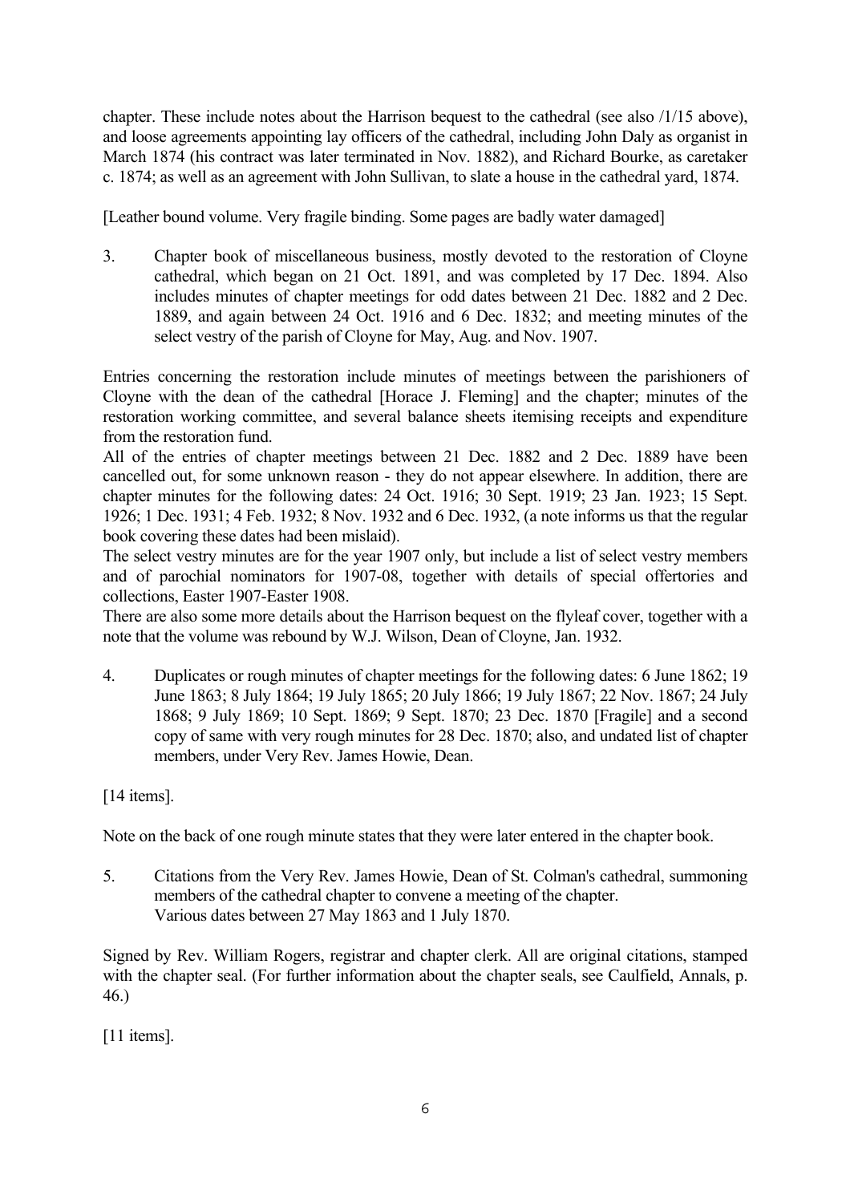chapter. These include notes about the Harrison bequest to the cathedral (see also /1/15 above), and loose agreements appointing lay officers of the cathedral, including John Daly as organist in March 1874 (his contract was later terminated in Nov. 1882), and Richard Bourke, as caretaker c. 1874; as well as an agreement with John Sullivan, to slate a house in the cathedral yard, 1874.

[Leather bound volume. Very fragile binding. Some pages are badly water damaged]

3. Chapter book of miscellaneous business, mostly devoted to the restoration of Cloyne cathedral, which began on 21 Oct. 1891, and was completed by 17 Dec. 1894. Also includes minutes of chapter meetings for odd dates between 21 Dec. 1882 and 2 Dec. 1889, and again between 24 Oct. 1916 and 6 Dec. 1832; and meeting minutes of the select vestry of the parish of Cloyne for May, Aug. and Nov. 1907.

Entries concerning the restoration include minutes of meetings between the parishioners of Cloyne with the dean of the cathedral [Horace J. Fleming] and the chapter; minutes of the restoration working committee, and several balance sheets itemising receipts and expenditure from the restoration fund.
All of the entries of chapter meetings between 21 Dec. 1882 and 2 Dec. 1889 have been cancelled out, for some unknown reason - they do not appear elsewhere. In addition, there are chapter minutes for the following dates: 24 Oct. 1916; 30 Sept. 1919; 23 Jan. 1923; 15 Sept. 1926; 1 Dec. 1931; 4 Feb. 1932; 8 Nov. 1932 and 6 Dec. 1932, (a note informs us that the regular book covering these dates had been mislaid).
The select vestry minutes are for the year 1907 only, but include a list of select vestry members and of parochial nominators for 1907-08, together with details of special offertories and collections, Easter 1907-Easter 1908.
There are also some more details about the Harrison bequest on the flyleaf cover, together with a note that the volume was rebound by W.J. Wilson, Dean of Cloyne, Jan. 1932.

4. Duplicates or rough minutes of chapter meetings for the following dates: 6 June 1862; 19 June 1863; 8 July 1864; 19 July 1865; 20 July 1866; 19 July 1867; 22 Nov. 1867; 24 July 1868; 9 July 1869; 10 Sept. 1869; 9 Sept. 1870; 23 Dec. 1870 [Fragile] and a second copy of same with very rough minutes for 28 Dec. 1870; also, and undated list of chapter members, under Very Rev. James Howie, Dean.

[14 items].

Note on the back of one rough minute states that they were later entered in the chapter book.

5. Citations from the Very Rev. James Howie, Dean of St. Colman's cathedral, summoning members of the cathedral chapter to convene a meeting of the chapter.
Various dates between 27 May 1863 and 1 July 1870.

Signed by Rev. William Rogers, registrar and chapter clerk. All are original citations, stamped with the chapter seal. (For further information about the chapter seals, see Caulfield, Annals, p. 46.)

[11 items].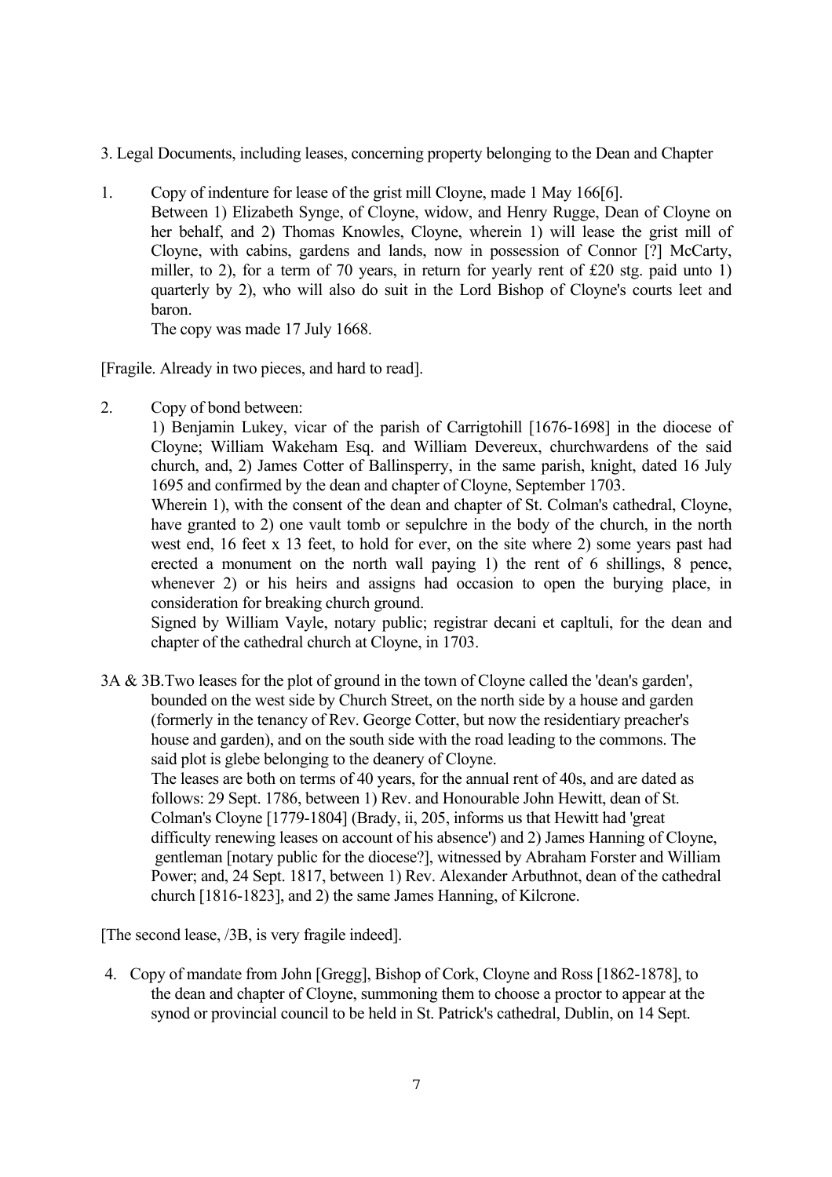3. Legal Documents, including leases, concerning property belonging to the Dean and Chapter

1. Copy of indenture for lease of the grist mill Cloyne, made 1 May 166[6].
   Between 1) Elizabeth Synge, of Cloyne, widow, and Henry Rugge, Dean of Cloyne on her behalf, and 2) Thomas Knowles, Cloyne, wherein 1) will lease the grist mill of Cloyne, with cabins, gardens and lands, now in possession of Connor [?] McCarty, miller, to 2), for a term of 70 years, in return for yearly rent of £20 stg. paid unto 1) quarterly by 2), who will also do suit in the Lord Bishop of Cloyne's courts leet and baron.
   The copy was made 17 July 1668.

[Fragile. Already in two pieces, and hard to read].

2. Copy of bond between:
   1) Benjamin Lukey, vicar of the parish of Carrigtohill [1676-1698] in the diocese of Cloyne; William Wakeham Esq. and William Devereux, churchwardens of the said church, and, 2) James Cotter of Ballinsperry, in the same parish, knight, dated 16 July 1695 and confirmed by the dean and chapter of Cloyne, September 1703.
   Wherein 1), with the consent of the dean and chapter of St. Colman's cathedral, Cloyne, have granted to 2) one vault tomb or sepulchre in the body of the church, in the north west end, 16 feet x 13 feet, to hold for ever, on the site where 2) some years past had erected a monument on the north wall paying 1) the rent of 6 shillings, 8 pence, whenever 2) or his heirs and assigns had occasion to open the burying place, in consideration for breaking church ground.
   Signed by William Vayle, notary public; registrar decani et capltuli, for the dean and chapter of the cathedral church at Cloyne, in 1703.

3A & 3B. Two leases for the plot of ground in the town of Cloyne called the 'dean's garden', bounded on the west side by Church Street, on the north side by a house and garden (formerly in the tenancy of Rev. George Cotter, but now the residentiary preacher's house and garden), and on the south side with the road leading to the commons. The said plot is glebe belonging to the deanery of Cloyne.
   The leases are both on terms of 40 years, for the annual rent of 40s, and are dated as follows: 29 Sept. 1786, between 1) Rev. and Honourable John Hewitt, dean of St. Colman's Cloyne [1779-1804] (Brady, ii, 205, informs us that Hewitt had 'great difficulty renewing leases on account of his absence') and 2) James Hanning of Cloyne, gentleman [notary public for the diocese?], witnessed by Abraham Forster and William Power; and, 24 Sept. 1817, between 1) Rev. Alexander Arbuthnot, dean of the cathedral church [1816-1823], and 2) the same James Hanning, of Kilcrone.

[The second lease, /3B, is very fragile indeed].

4. Copy of mandate from John [Gregg], Bishop of Cork, Cloyne and Ross [1862-1878], to the dean and chapter of Cloyne, summoning them to choose a proctor to appear at the synod or provincial council to be held in St. Patrick's cathedral, Dublin, on 14 Sept.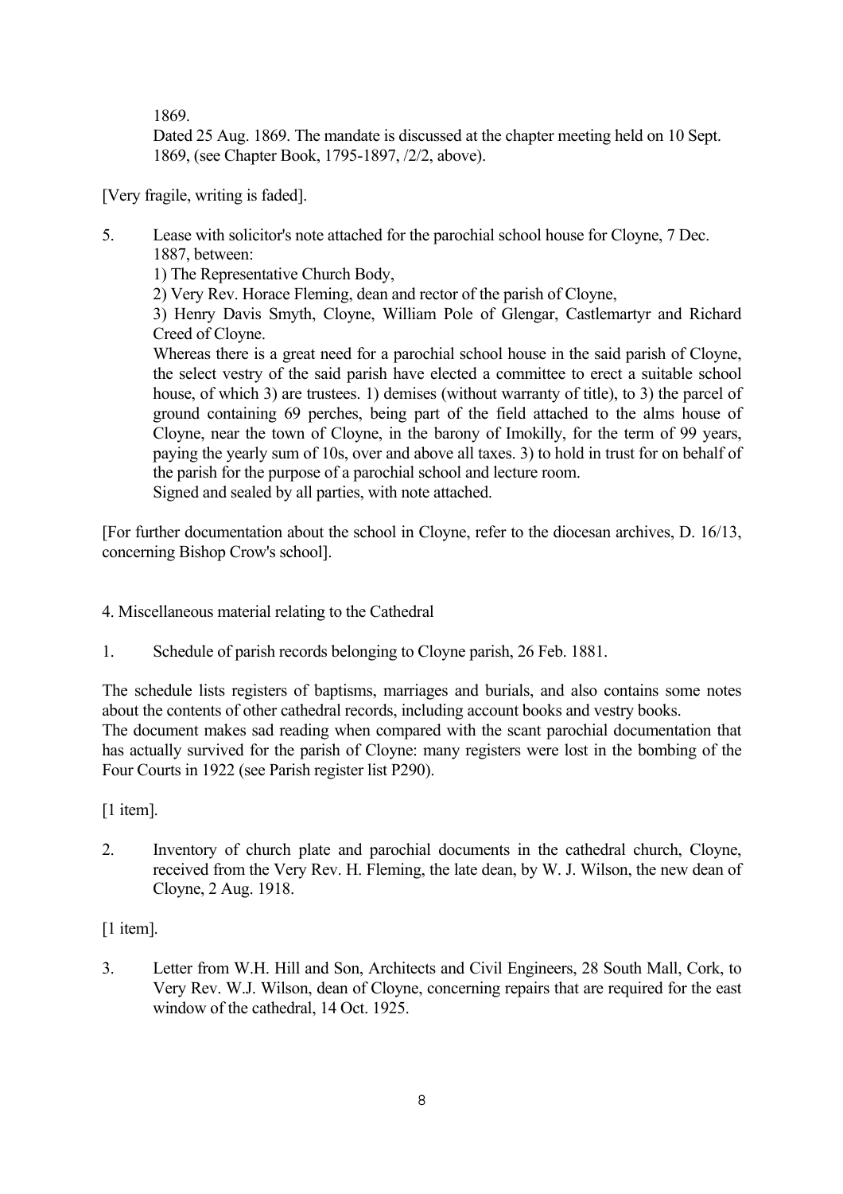1869.
Dated 25 Aug. 1869. The mandate is discussed at the chapter meeting held on 10 Sept. 1869, (see Chapter Book, 1795-1897, /2/2, above).

[Very fragile, writing is faded].

5. Lease with solicitor's note attached for the parochial school house for Cloyne, 7 Dec. 1887, between:
   1) The Representative Church Body,
   2) Very Rev. Horace Fleming, dean and rector of the parish of Cloyne,
   3) Henry Davis Smyth, Cloyne, William Pole of Glengar, Castlemartyr and Richard Creed of Cloyne.
   Whereas there is a great need for a parochial school house in the said parish of Cloyne, the select vestry of the said parish have elected a committee to erect a suitable school house, of which 3) are trustees. 1) demises (without warranty of title), to 3) the parcel of ground containing 69 perches, being part of the field attached to the alms house of Cloyne, near the town of Cloyne, in the barony of Imokilly, for the term of 99 years, paying the yearly sum of 10s, over and above all taxes. 3) to hold in trust for on behalf of the parish for the purpose of a parochial school and lecture room.
   Signed and sealed by all parties, with note attached.

[For further documentation about the school in Cloyne, refer to the diocesan archives, D. 16/13, concerning Bishop Crow's school].

## 4. Miscellaneous material relating to the Cathedral

1. Schedule of parish records belonging to Cloyne parish, 26 Feb. 1881.

The schedule lists registers of baptisms, marriages and burials, and also contains some notes about the contents of other cathedral records, including account books and vestry books.
The document makes sad reading when compared with the scant parochial documentation that has actually survived for the parish of Cloyne: many registers were lost in the bombing of the Four Courts in 1922 (see Parish register list P290).

[1 item].

2. Inventory of church plate and parochial documents in the cathedral church, Cloyne, received from the Very Rev. H. Fleming, the late dean, by W. J. Wilson, the new dean of Cloyne, 2 Aug. 1918.

[1 item].

3. Letter from W.H. Hill and Son, Architects and Civil Engineers, 28 South Mall, Cork, to Very Rev. W.J. Wilson, dean of Cloyne, concerning repairs that are required for the east window of the cathedral, 14 Oct. 1925.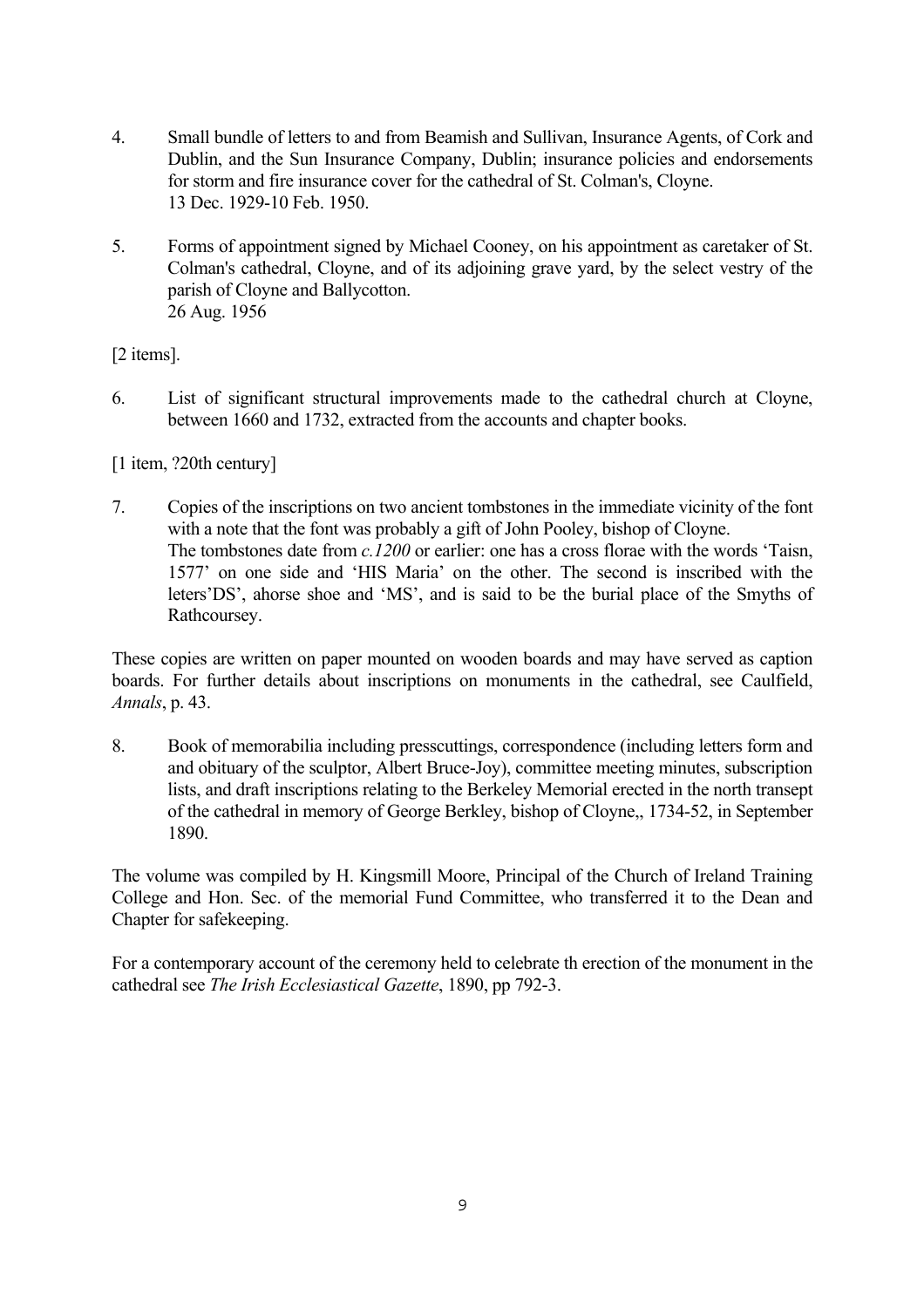4. Small bundle of letters to and from Beamish and Sullivan, Insurance Agents, of Cork and Dublin, and the Sun Insurance Company, Dublin; insurance policies and endorsements for storm and fire insurance cover for the cathedral of St. Colman's, Cloyne.
   13 Dec. 1929-10 Feb. 1950.

5. Forms of appointment signed by Michael Cooney, on his appointment as caretaker of St. Colman's cathedral, Cloyne, and of its adjoining grave yard, by the select vestry of the parish of Cloyne and Ballycotton.
   26 Aug. 1956

[2 items].

6. List of significant structural improvements made to the cathedral church at Cloyne, between 1660 and 1732, extracted from the accounts and chapter books.

[1 item, ?20th century]

7. Copies of the inscriptions on two ancient tombstones in the immediate vicinity of the font with a note that the font was probably a gift of John Pooley, bishop of Cloyne.
   The tombstones date from *c.1200* or earlier: one has a cross florae with the words 'Taisn, 1577' on one side and 'HIS Maria' on the other. The second is inscribed with the leters'DS', ahorse shoe and 'MS', and is said to be the burial place of the Smyths of Rathcoursey.

These copies are written on paper mounted on wooden boards and may have served as caption boards. For further details about inscriptions on monuments in the cathedral, see Caulfield, *Annals*, p. 43.

8. Book of memorabilia including presscuttings, correspondence (including letters form and and obituary of the sculptor, Albert Bruce-Joy), committee meeting minutes, subscription lists, and draft inscriptions relating to the Berkeley Memorial erected in the north transept of the cathedral in memory of George Berkley, bishop of Cloyne,, 1734-52, in September 1890.

The volume was compiled by H. Kingsmill Moore, Principal of the Church of Ireland Training College and Hon. Sec. of the memorial Fund Committee, who transferred it to the Dean and Chapter for safekeeping.

For a contemporary account of the ceremony held to celebrate th erection of the monument in the cathedral see *The Irish Ecclesiastical Gazette*, 1890, pp 792-3.